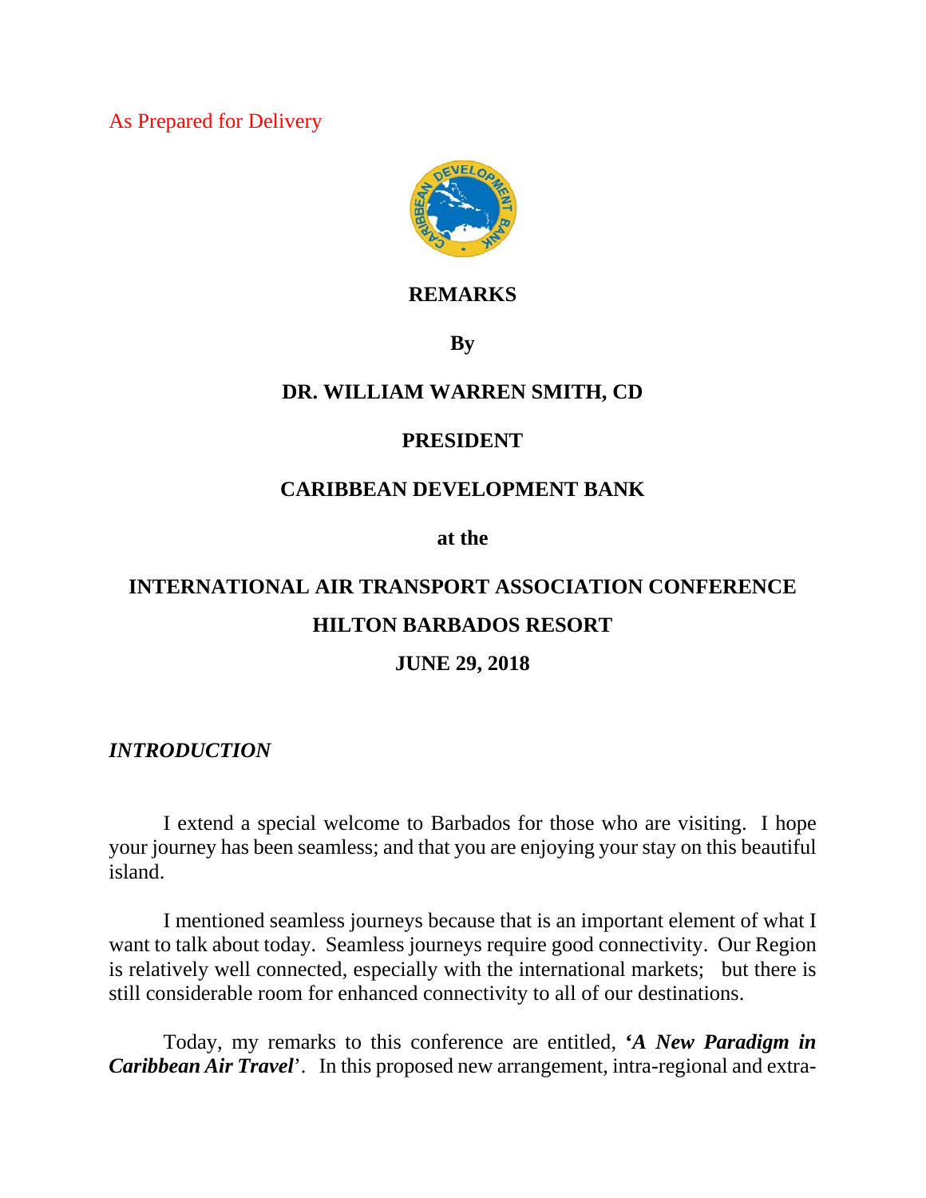As Prepared for Delivery

**REMARKS**

**By**

**DR. WILLIAM WARREN SMITH, CD**

**PRESIDENT**

**CARIBBEAN DEVELOPMENT BANK**

**at the**

**INTERNATIONAL AIR TRANSPORT ASSOCIATION CONFERENCE**

**HILTON BARBADOS RESORT**

**JUNE 29, 2018**

## *INTRODUCTION*

I extend a special welcome to Barbados for those who are visiting. I hope your journey has been seamless; and that you are enjoying your stay on this beautiful island.

I mentioned seamless journeys because that is an important element of what I want to talk about today. Seamless journeys require good connectivity. Our Region is relatively well connected, especially with the international markets; but there is still considerable room for enhanced connectivity to all of our destinations.

Today, my remarks to this conference are entitled, **'*A New Paradigm in Caribbean Air Travel*'**. In this proposed new arrangement, intra-regional and extra-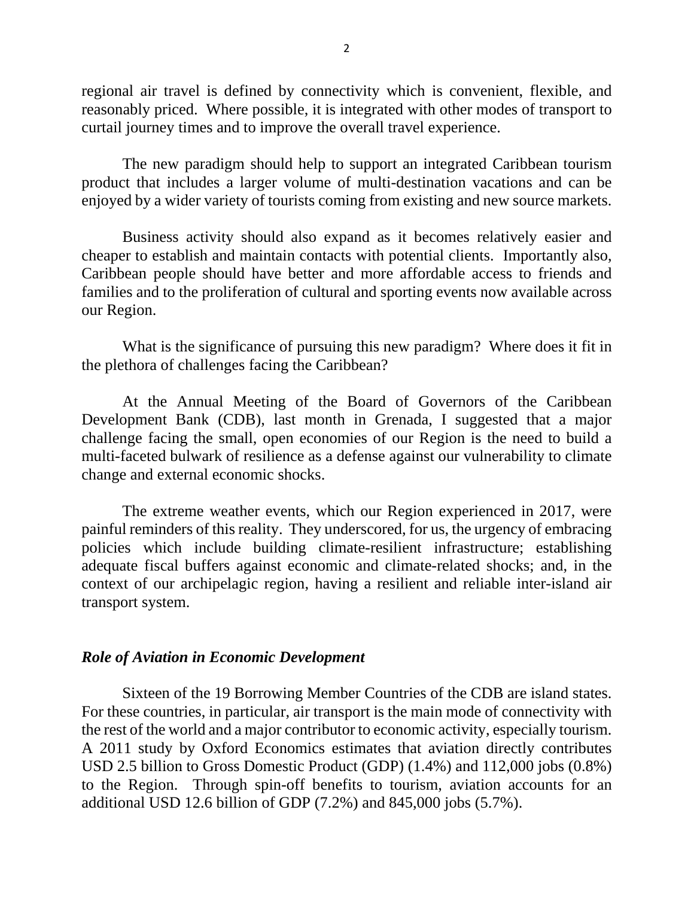regional air travel is defined by connectivity which is convenient, flexible, and reasonably priced. Where possible, it is integrated with other modes of transport to curtail journey times and to improve the overall travel experience.

The new paradigm should help to support an integrated Caribbean tourism product that includes a larger volume of multi-destination vacations and can be enjoyed by a wider variety of tourists coming from existing and new source markets.

Business activity should also expand as it becomes relatively easier and cheaper to establish and maintain contacts with potential clients. Importantly also, Caribbean people should have better and more affordable access to friends and families and to the proliferation of cultural and sporting events now available across our Region.

What is the significance of pursuing this new paradigm? Where does it fit in the plethora of challenges facing the Caribbean?

At the Annual Meeting of the Board of Governors of the Caribbean Development Bank (CDB), last month in Grenada, I suggested that a major challenge facing the small, open economies of our Region is the need to build a multi-faceted bulwark of resilience as a defense against our vulnerability to climate change and external economic shocks.

The extreme weather events, which our Region experienced in 2017, were painful reminders of this reality. They underscored, for us, the urgency of embracing policies which include building climate-resilient infrastructure; establishing adequate fiscal buffers against economic and climate-related shocks; and, in the context of our archipelagic region, having a resilient and reliable inter-island air transport system.

### *Role of Aviation in Economic Development*

Sixteen of the 19 Borrowing Member Countries of the CDB are island states. For these countries, in particular, air transport is the main mode of connectivity with the rest of the world and a major contributor to economic activity, especially tourism. A 2011 study by Oxford Economics estimates that aviation directly contributes USD 2.5 billion to Gross Domestic Product (GDP) (1.4%) and 112,000 jobs (0.8%) to the Region. Through spin-off benefits to tourism, aviation accounts for an additional USD 12.6 billion of GDP (7.2%) and 845,000 jobs (5.7%).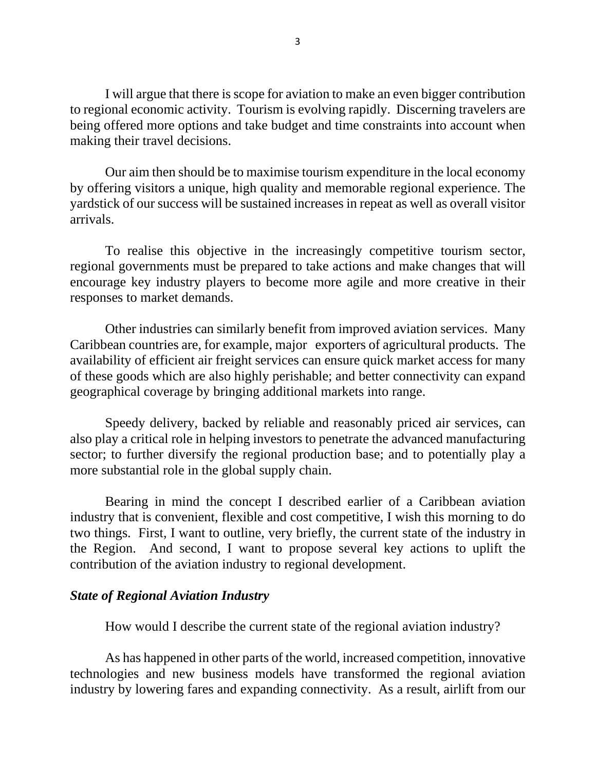I will argue that there is scope for aviation to make an even bigger contribution to regional economic activity. Tourism is evolving rapidly. Discerning travelers are being offered more options and take budget and time constraints into account when making their travel decisions.

Our aim then should be to maximise tourism expenditure in the local economy by offering visitors a unique, high quality and memorable regional experience. The yardstick of our success will be sustained increases in repeat as well as overall visitor arrivals.

To realise this objective in the increasingly competitive tourism sector, regional governments must be prepared to take actions and make changes that will encourage key industry players to become more agile and more creative in their responses to market demands.

Other industries can similarly benefit from improved aviation services. Many Caribbean countries are, for example, major exporters of agricultural products. The availability of efficient air freight services can ensure quick market access for many of these goods which are also highly perishable; and better connectivity can expand geographical coverage by bringing additional markets into range.

Speedy delivery, backed by reliable and reasonably priced air services, can also play a critical role in helping investors to penetrate the advanced manufacturing sector; to further diversify the regional production base; and to potentially play a more substantial role in the global supply chain.

Bearing in mind the concept I described earlier of a Caribbean aviation industry that is convenient, flexible and cost competitive, I wish this morning to do two things. First, I want to outline, very briefly, the current state of the industry in the Region. And second, I want to propose several key actions to uplift the contribution of the aviation industry to regional development.

***State of Regional Aviation Industry***

How would I describe the current state of the regional aviation industry?

As has happened in other parts of the world, increased competition, innovative technologies and new business models have transformed the regional aviation industry by lowering fares and expanding connectivity. As a result, airlift from our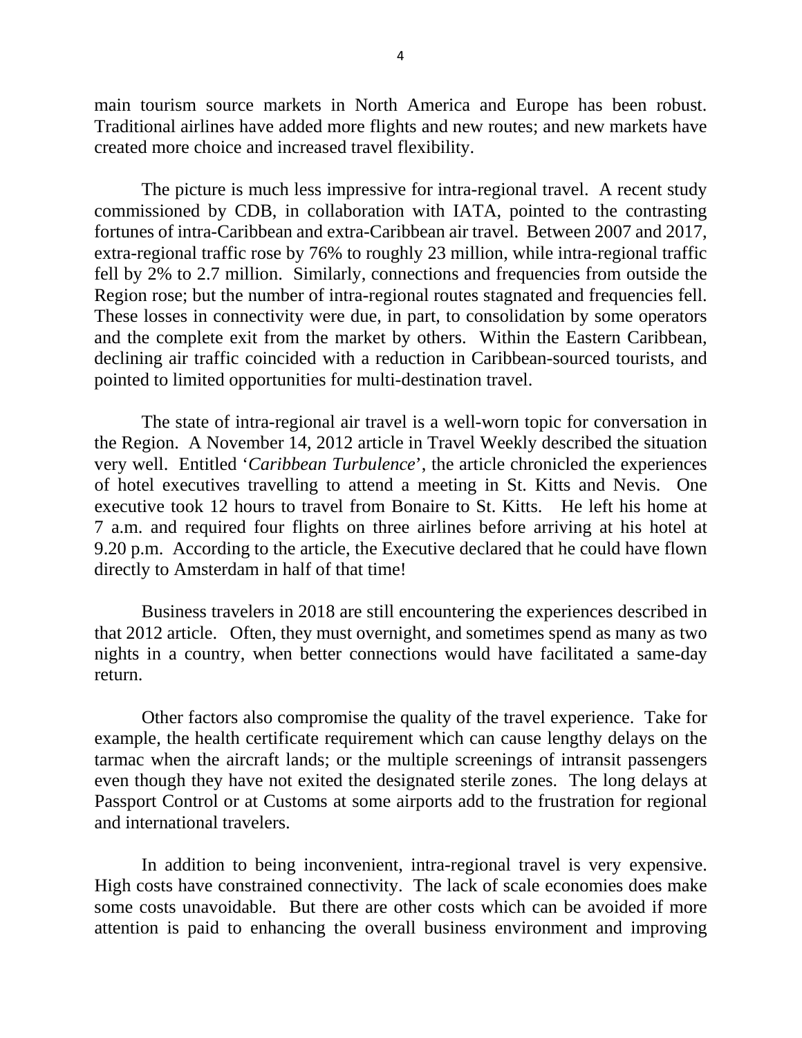main tourism source markets in North America and Europe has been robust. Traditional airlines have added more flights and new routes; and new markets have created more choice and increased travel flexibility.

The picture is much less impressive for intra-regional travel. A recent study commissioned by CDB, in collaboration with IATA, pointed to the contrasting fortunes of intra-Caribbean and extra-Caribbean air travel. Between 2007 and 2017, extra-regional traffic rose by 76% to roughly 23 million, while intra-regional traffic fell by 2% to 2.7 million. Similarly, connections and frequencies from outside the Region rose; but the number of intra-regional routes stagnated and frequencies fell. These losses in connectivity were due, in part, to consolidation by some operators and the complete exit from the market by others. Within the Eastern Caribbean, declining air traffic coincided with a reduction in Caribbean-sourced tourists, and pointed to limited opportunities for multi-destination travel.

The state of intra-regional air travel is a well-worn topic for conversation in the Region. A November 14, 2012 article in Travel Weekly described the situation very well. Entitled '*Caribbean Turbulence*', the article chronicled the experiences of hotel executives travelling to attend a meeting in St. Kitts and Nevis. One executive took 12 hours to travel from Bonaire to St. Kitts. He left his home at 7 a.m. and required four flights on three airlines before arriving at his hotel at 9.20 p.m. According to the article, the Executive declared that he could have flown directly to Amsterdam in half of that time!

Business travelers in 2018 are still encountering the experiences described in that 2012 article. Often, they must overnight, and sometimes spend as many as two nights in a country, when better connections would have facilitated a same-day return.

Other factors also compromise the quality of the travel experience. Take for example, the health certificate requirement which can cause lengthy delays on the tarmac when the aircraft lands; or the multiple screenings of intransit passengers even though they have not exited the designated sterile zones. The long delays at Passport Control or at Customs at some airports add to the frustration for regional and international travelers.

In addition to being inconvenient, intra-regional travel is very expensive. High costs have constrained connectivity. The lack of scale economies does make some costs unavoidable. But there are other costs which can be avoided if more attention is paid to enhancing the overall business environment and improving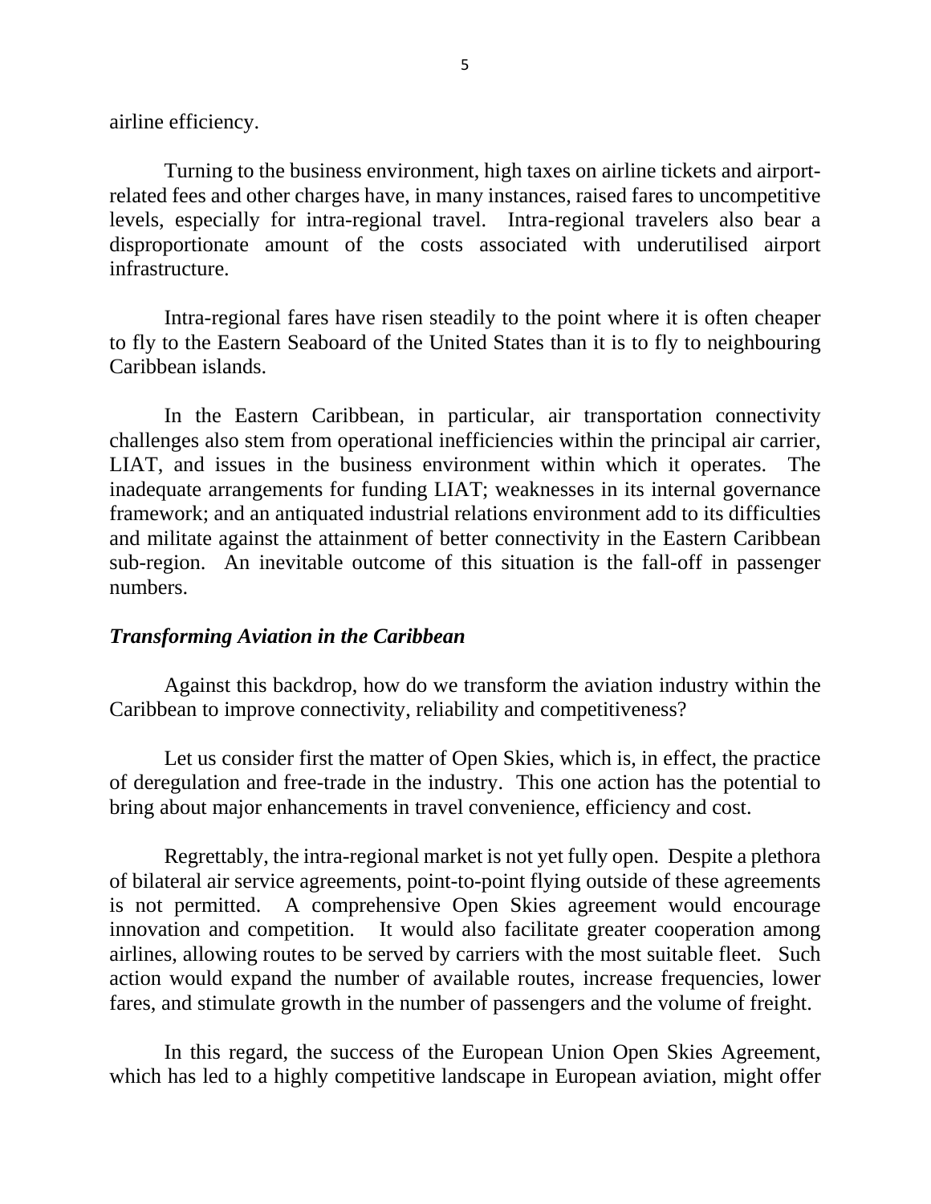airline efficiency.

Turning to the business environment, high taxes on airline tickets and airport-related fees and other charges have, in many instances, raised fares to uncompetitive levels, especially for intra-regional travel. Intra-regional travelers also bear a disproportionate amount of the costs associated with underutilised airport infrastructure.

Intra-regional fares have risen steadily to the point where it is often cheaper to fly to the Eastern Seaboard of the United States than it is to fly to neighbouring Caribbean islands.

In the Eastern Caribbean, in particular, air transportation connectivity challenges also stem from operational inefficiencies within the principal air carrier, LIAT, and issues in the business environment within which it operates. The inadequate arrangements for funding LIAT; weaknesses in its internal governance framework; and an antiquated industrial relations environment add to its difficulties and militate against the attainment of better connectivity in the Eastern Caribbean sub-region. An inevitable outcome of this situation is the fall-off in passenger numbers.

***Transforming Aviation in the Caribbean***

Against this backdrop, how do we transform the aviation industry within the Caribbean to improve connectivity, reliability and competitiveness?

Let us consider first the matter of Open Skies, which is, in effect, the practice of deregulation and free-trade in the industry. This one action has the potential to bring about major enhancements in travel convenience, efficiency and cost.

Regrettably, the intra-regional market is not yet fully open. Despite a plethora of bilateral air service agreements, point-to-point flying outside of these agreements is not permitted. A comprehensive Open Skies agreement would encourage innovation and competition. It would also facilitate greater cooperation among airlines, allowing routes to be served by carriers with the most suitable fleet. Such action would expand the number of available routes, increase frequencies, lower fares, and stimulate growth in the number of passengers and the volume of freight.

In this regard, the success of the European Union Open Skies Agreement, which has led to a highly competitive landscape in European aviation, might offer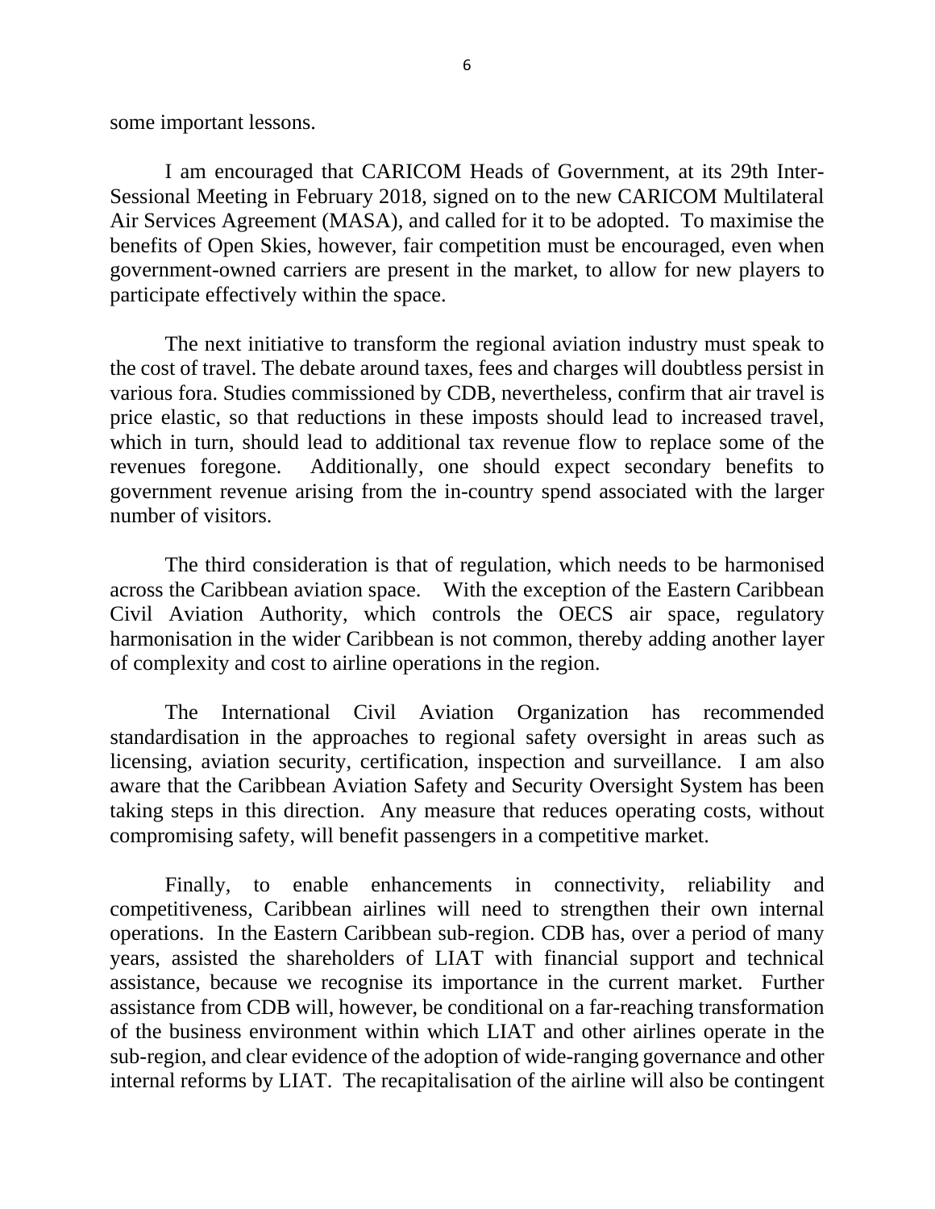some important lessons.

I am encouraged that CARICOM Heads of Government, at its 29th Inter-Sessional Meeting in February 2018, signed on to the new CARICOM Multilateral Air Services Agreement (MASA), and called for it to be adopted. To maximise the benefits of Open Skies, however, fair competition must be encouraged, even when government-owned carriers are present in the market, to allow for new players to participate effectively within the space.

The next initiative to transform the regional aviation industry must speak to the cost of travel. The debate around taxes, fees and charges will doubtless persist in various fora. Studies commissioned by CDB, nevertheless, confirm that air travel is price elastic, so that reductions in these imposts should lead to increased travel, which in turn, should lead to additional tax revenue flow to replace some of the revenues foregone. Additionally, one should expect secondary benefits to government revenue arising from the in-country spend associated with the larger number of visitors.

The third consideration is that of regulation, which needs to be harmonised across the Caribbean aviation space. With the exception of the Eastern Caribbean Civil Aviation Authority, which controls the OECS air space, regulatory harmonisation in the wider Caribbean is not common, thereby adding another layer of complexity and cost to airline operations in the region.

The International Civil Aviation Organization has recommended standardisation in the approaches to regional safety oversight in areas such as licensing, aviation security, certification, inspection and surveillance. I am also aware that the Caribbean Aviation Safety and Security Oversight System has been taking steps in this direction. Any measure that reduces operating costs, without compromising safety, will benefit passengers in a competitive market.

Finally, to enable enhancements in connectivity, reliability and competitiveness, Caribbean airlines will need to strengthen their own internal operations. In the Eastern Caribbean sub-region. CDB has, over a period of many years, assisted the shareholders of LIAT with financial support and technical assistance, because we recognise its importance in the current market. Further assistance from CDB will, however, be conditional on a far-reaching transformation of the business environment within which LIAT and other airlines operate in the sub-region, and clear evidence of the adoption of wide-ranging governance and other internal reforms by LIAT. The recapitalisation of the airline will also be contingent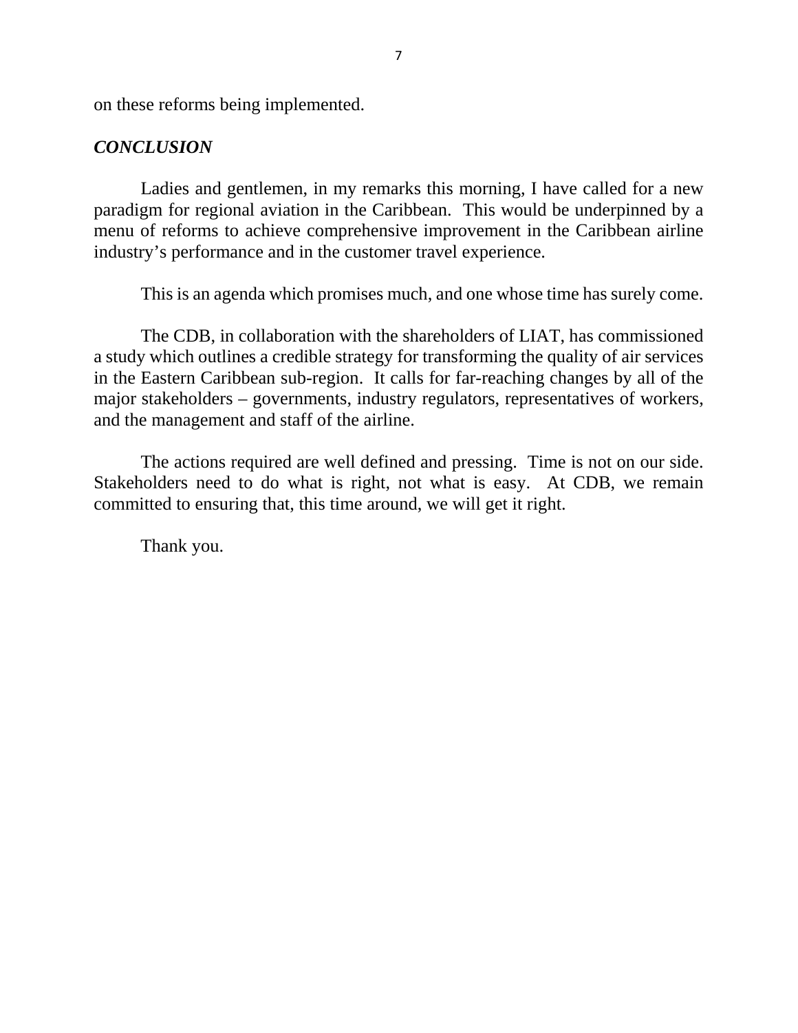on these reforms being implemented.

***CONCLUSION***

Ladies and gentlemen, in my remarks this morning, I have called for a new paradigm for regional aviation in the Caribbean. This would be underpinned by a menu of reforms to achieve comprehensive improvement in the Caribbean airline industry's performance and in the customer travel experience.

This is an agenda which promises much, and one whose time has surely come.

The CDB, in collaboration with the shareholders of LIAT, has commissioned a study which outlines a credible strategy for transforming the quality of air services in the Eastern Caribbean sub-region. It calls for far-reaching changes by all of the major stakeholders – governments, industry regulators, representatives of workers, and the management and staff of the airline.

The actions required are well defined and pressing. Time is not on our side. Stakeholders need to do what is right, not what is easy. At CDB, we remain committed to ensuring that, this time around, we will get it right.

Thank you.